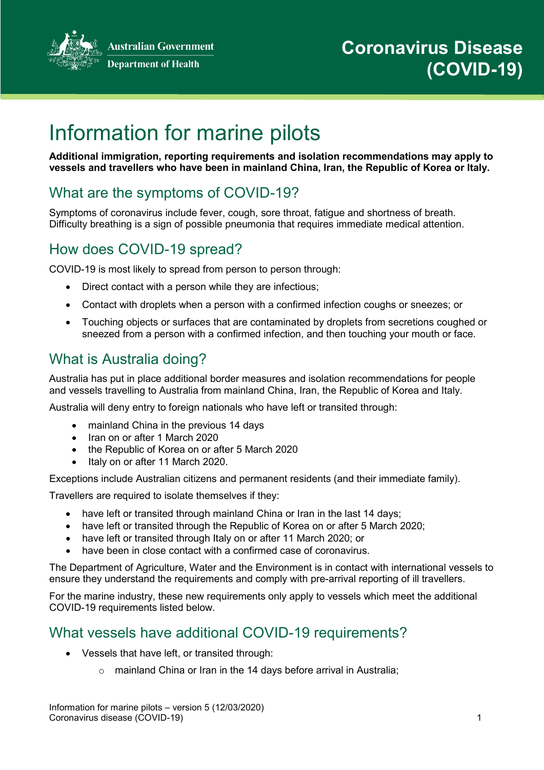Australian Government

Department of Health

# Coronavirus Disease (COVID-19)

# Information for marine pilots

**Additional immigration, reporting requirements and isolation recommendations may apply to vessels and travellers who have been in mainland China, Iran, the Republic of Korea or Italy.**

## What are the symptoms of COVID-19?

Symptoms of coronavirus include fever, cough, sore throat, fatigue and shortness of breath. Difficulty breathing is a sign of possible pneumonia that requires immediate medical attention.

## How does COVID-19 spread?

COVID-19 is most likely to spread from person to person through:

- Direct contact with a person while they are infectious;
- Contact with droplets when a person with a confirmed infection coughs or sneezes; or
- Touching objects or surfaces that are contaminated by droplets from secretions coughed or sneezed from a person with a confirmed infection, and then touching your mouth or face.

## What is Australia doing?

Australia has put in place additional border measures and isolation recommendations for people and vessels travelling to Australia from mainland China, Iran, the Republic of Korea and Italy.

Australia will deny entry to foreign nationals who have left or transited through:

- mainland China in the previous 14 days
- Iran on or after 1 March 2020
- the Republic of Korea on or after 5 March 2020
- Italy on or after 11 March 2020.

Exceptions include Australian citizens and permanent residents (and their immediate family).

Travellers are required to isolate themselves if they:

- have left or transited through mainland China or Iran in the last 14 days;
- have left or transited through the Republic of Korea on or after 5 March 2020;
- have left or transited through Italy on or after 11 March 2020; or
- have been in close contact with a confirmed case of coronavirus.

The Department of Agriculture, Water and the Environment is in contact with international vessels to ensure they understand the requirements and comply with pre-arrival reporting of ill travellers.

For the marine industry, these new requirements only apply to vessels which meet the additional COVID-19 requirements listed below.

## What vessels have additional COVID-19 requirements?

- Vessels that have left, or transited through:
  - mainland China or Iran in the 14 days before arrival in Australia;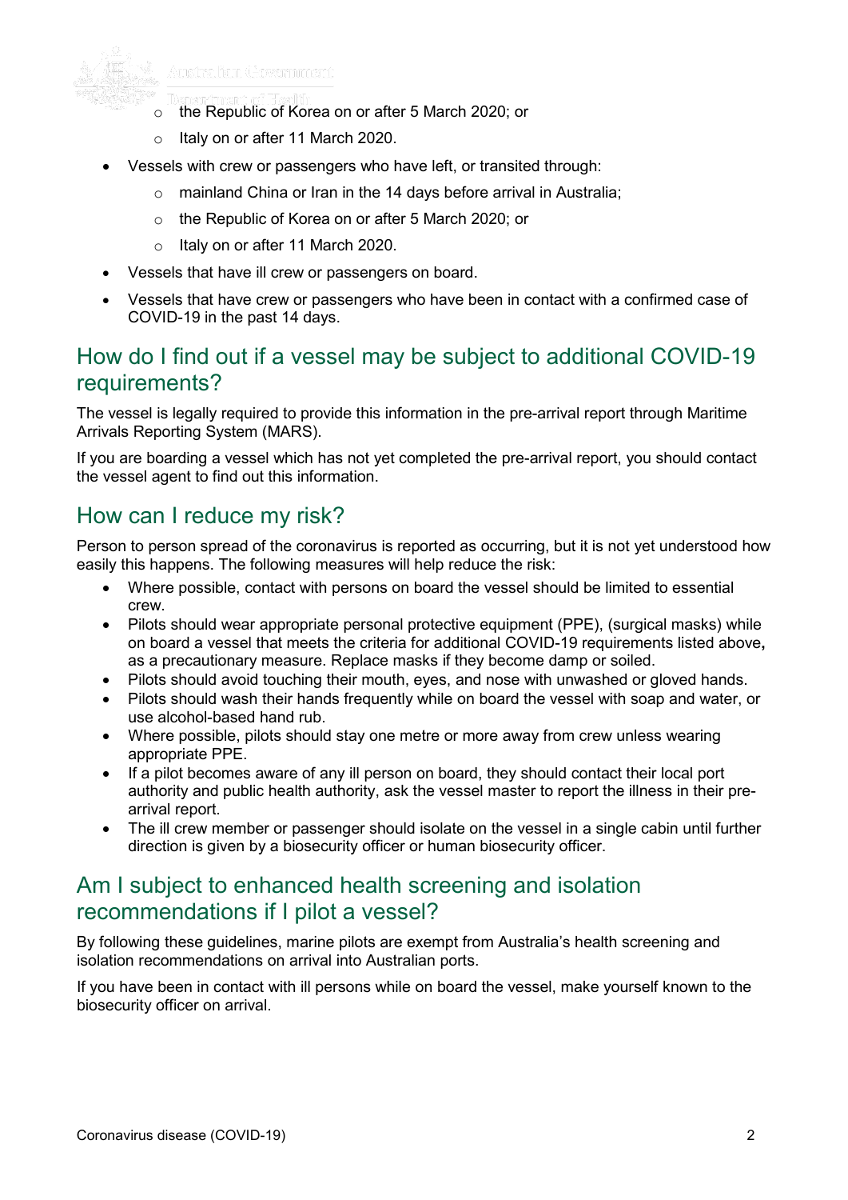- the Republic of Korea on or after 5 March 2020; or
  - Italy on or after 11 March 2020.
- Vessels with crew or passengers who have left, or transited through:
  - mainland China or Iran in the 14 days before arrival in Australia;
  - the Republic of Korea on or after 5 March 2020; or
  - Italy on or after 11 March 2020.
- Vessels that have ill crew or passengers on board.
- Vessels that have crew or passengers who have been in contact with a confirmed case of COVID-19 in the past 14 days.

## How do I find out if a vessel may be subject to additional COVID-19 requirements?

The vessel is legally required to provide this information in the pre-arrival report through Maritime Arrivals Reporting System (MARS).

If you are boarding a vessel which has not yet completed the pre-arrival report, you should contact the vessel agent to find out this information.

## How can I reduce my risk?

Person to person spread of the coronavirus is reported as occurring, but it is not yet understood how easily this happens. The following measures will help reduce the risk:

- Where possible, contact with persons on board the vessel should be limited to essential crew.
- Pilots should wear appropriate personal protective equipment (PPE), (surgical masks) while on board a vessel that meets the criteria for additional COVID-19 requirements listed above**,** as a precautionary measure. Replace masks if they become damp or soiled.
- Pilots should avoid touching their mouth, eyes, and nose with unwashed or gloved hands.
- Pilots should wash their hands frequently while on board the vessel with soap and water, or use alcohol-based hand rub.
- Where possible, pilots should stay one metre or more away from crew unless wearing appropriate PPE.
- If a pilot becomes aware of any ill person on board, they should contact their local port authority and public health authority, ask the vessel master to report the illness in their pre-arrival report.
- The ill crew member or passenger should isolate on the vessel in a single cabin until further direction is given by a biosecurity officer or human biosecurity officer.

## Am I subject to enhanced health screening and isolation recommendations if I pilot a vessel?

By following these guidelines, marine pilots are exempt from Australia's health screening and isolation recommendations on arrival into Australian ports.

If you have been in contact with ill persons while on board the vessel, make yourself known to the biosecurity officer on arrival.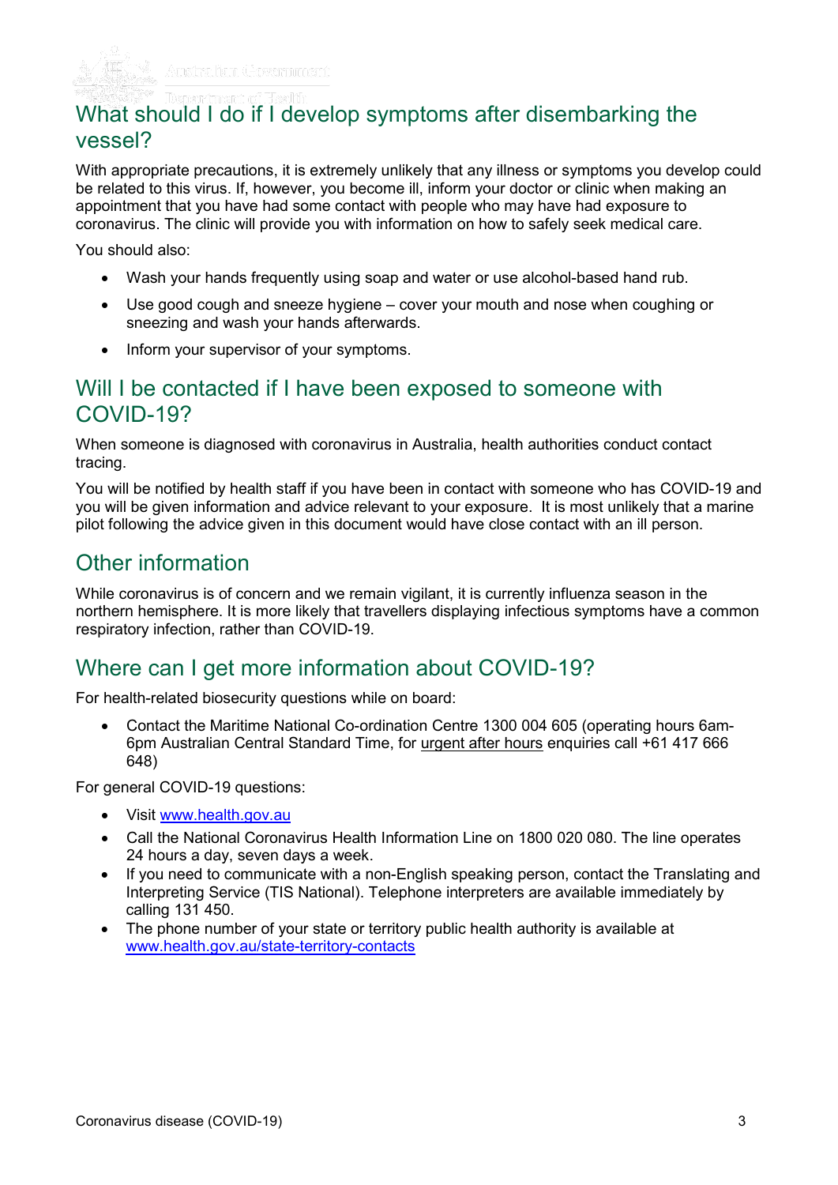## What should I do if I develop symptoms after disembarking the vessel?

With appropriate precautions, it is extremely unlikely that any illness or symptoms you develop could be related to this virus. If, however, you become ill, inform your doctor or clinic when making an appointment that you have had some contact with people who may have had exposure to coronavirus. The clinic will provide you with information on how to safely seek medical care.

You should also:

- Wash your hands frequently using soap and water or use alcohol-based hand rub.
- Use good cough and sneeze hygiene – cover your mouth and nose when coughing or sneezing and wash your hands afterwards.
- Inform your supervisor of your symptoms.

## Will I be contacted if I have been exposed to someone with COVID-19?

When someone is diagnosed with coronavirus in Australia, health authorities conduct contact tracing.

You will be notified by health staff if you have been in contact with someone who has COVID-19 and you will be given information and advice relevant to your exposure. It is most unlikely that a marine pilot following the advice given in this document would have close contact with an ill person.

## Other information

While coronavirus is of concern and we remain vigilant, it is currently influenza season in the northern hemisphere. It is more likely that travellers displaying infectious symptoms have a common respiratory infection, rather than COVID-19.

## Where can I get more information about COVID-19?

For health-related biosecurity questions while on board:

- Contact the Maritime National Co-ordination Centre 1300 004 605 (operating hours 6am-6pm Australian Central Standard Time, for urgent after hours enquiries call +61 417 666 648)

For general COVID-19 questions:

- Visit [www.health.gov.au](http://www.health.gov.au)
- Call the National Coronavirus Health Information Line on 1800 020 080. The line operates 24 hours a day, seven days a week.
- If you need to communicate with a non-English speaking person, contact the Translating and Interpreting Service (TIS National). Telephone interpreters are available immediately by calling 131 450.
- The phone number of your state or territory public health authority is available at [www.health.gov.au/state-territory-contacts](http://www.health.gov.au/state-territory-contacts)